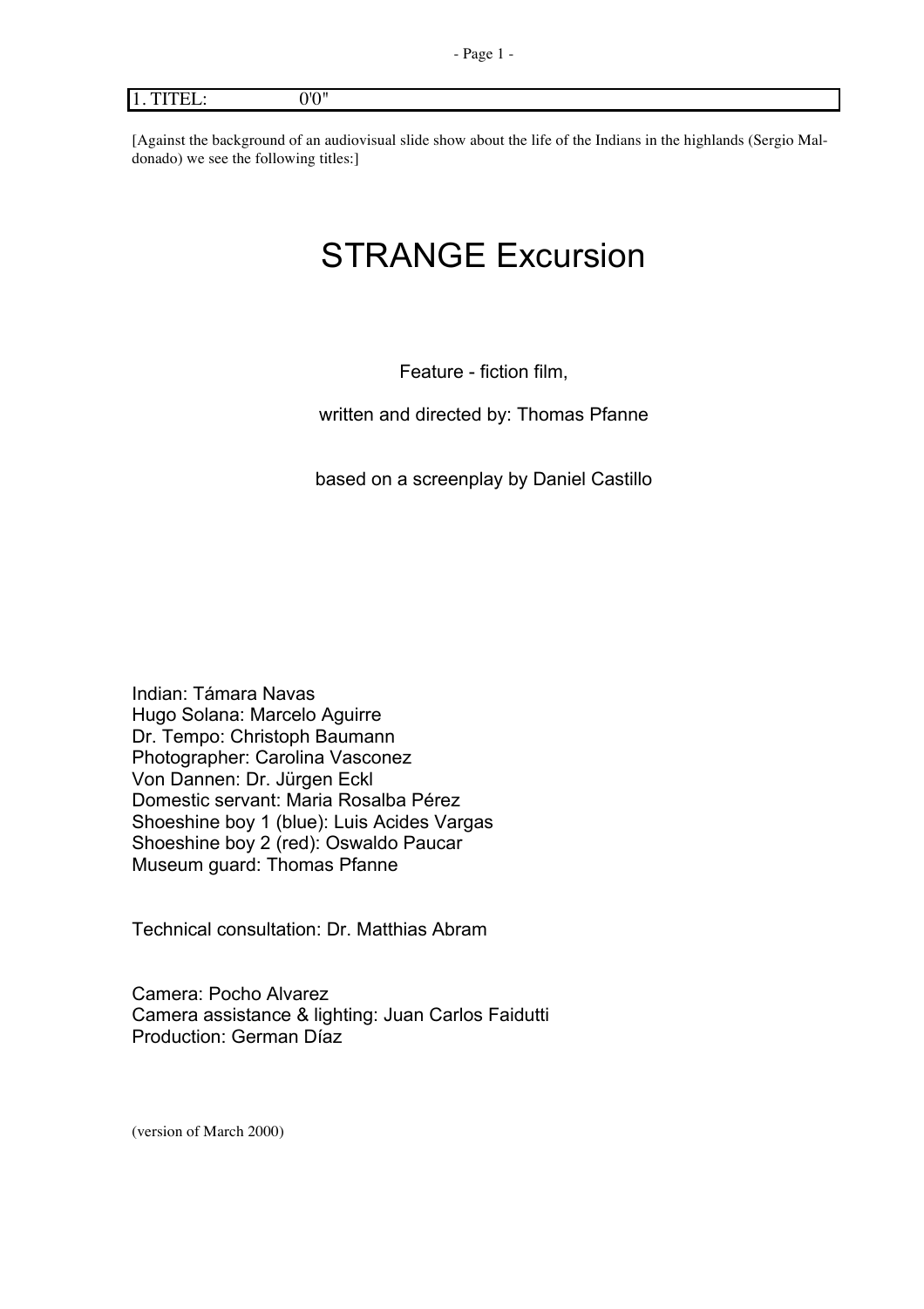| 1. TITEL: | 0'0" |
|---|---|

[Against the background of an audiovisual slide show about the life of the Indians in the highlands (Sergio Maldonado) we see the following titles:]

# STRANGE Excursion

Feature - fiction film,

written and directed by: Thomas Pfanne

based on a screenplay by Daniel Castillo

Indian: Támara Navas
Hugo Solana: Marcelo Aguirre
Dr. Tempo: Christoph Baumann
Photographer: Carolina Vasconez
Von Dannen: Dr. Jürgen Eckl
Domestic servant: Maria Rosalba Pérez
Shoeshine boy 1 (blue): Luis Acides Vargas
Shoeshine boy 2 (red): Oswaldo Paucar
Museum guard: Thomas Pfanne

Technical consultation: Dr. Matthias Abram

Camera: Pocho Alvarez
Camera assistance & lighting: Juan Carlos Faidutti
Production: German Díaz

(version of March 2000)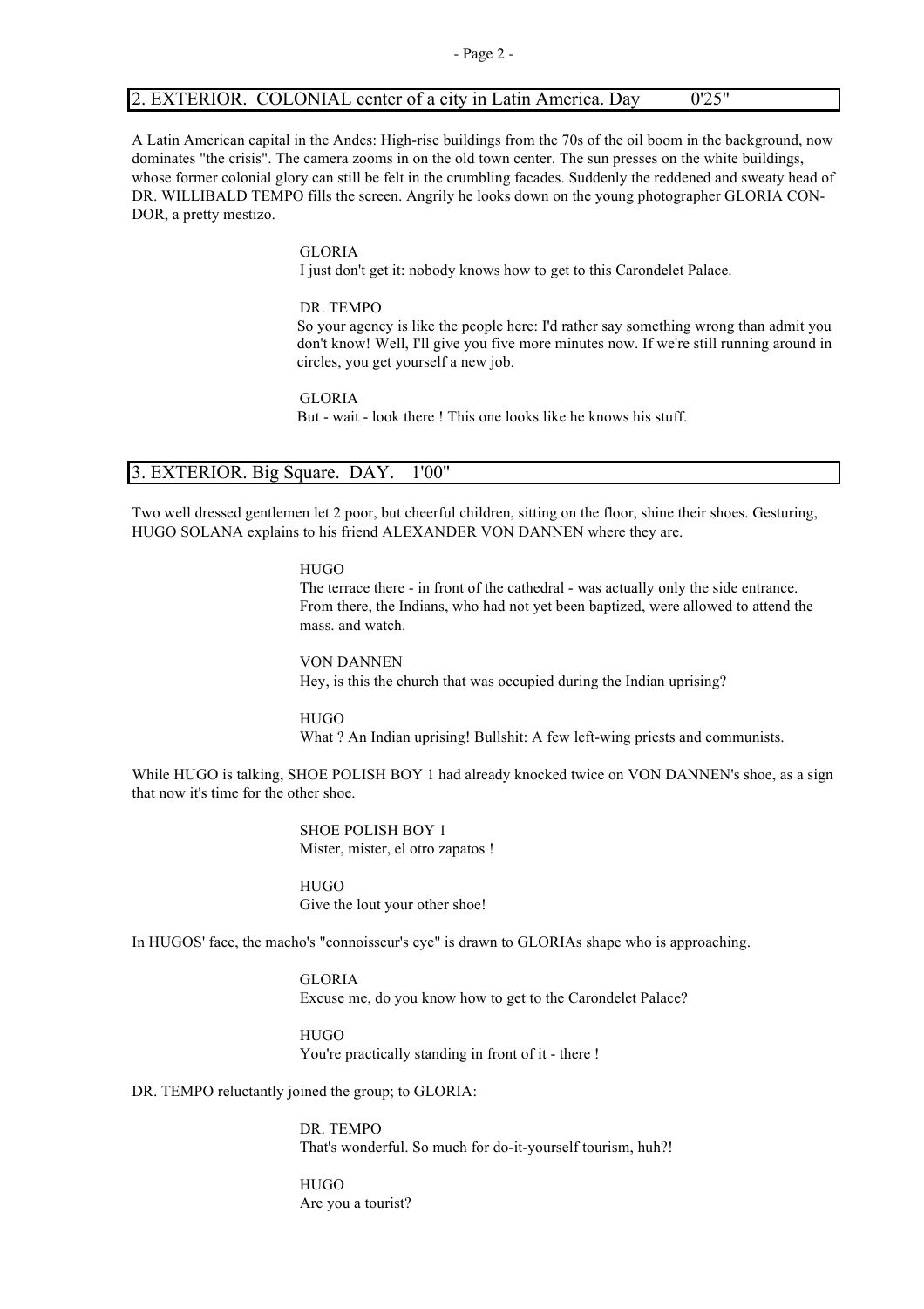## 2. EXTERIOR. COLONIAL center of a city in Latin America. Day 0'25"

A Latin American capital in the Andes: High-rise buildings from the 70s of the oil boom in the background, now dominates "the crisis". The camera zooms in on the old town center. The sun presses on the white buildings, whose former colonial glory can still be felt in the crumbling facades. Suddenly the reddened and sweaty head of DR. WILLIBALD TEMPO fills the screen. Angrily he looks down on the young photographer GLORIA CON-DOR, a pretty mestizo.

GLORIA
I just don't get it: nobody knows how to get to this Carondelet Palace.

DR. TEMPO
So your agency is like the people here: I'd rather say something wrong than admit you don't know! Well, I'll give you five more minutes now. If we're still running around in circles, you get yourself a new job.

GLORIA
But - wait - look there ! This one looks like he knows his stuff.

## 3. EXTERIOR. Big Square. DAY. 1'00"

Two well dressed gentlemen let 2 poor, but cheerful children, sitting on the floor, shine their shoes. Gesturing, HUGO SOLANA explains to his friend ALEXANDER VON DANNEN where they are.

HUGO
The terrace there - in front of the cathedral - was actually only the side entrance. From there, the Indians, who had not yet been baptized, were allowed to attend the mass. and watch.

VON DANNEN
Hey, is this the church that was occupied during the Indian uprising?

HUGO
What ? An Indian uprising! Bullshit: A few left-wing priests and communists.

While HUGO is talking, SHOE POLISH BOY 1 had already knocked twice on VON DANNEN's shoe, as a sign that now it's time for the other shoe.

SHOE POLISH BOY 1
Mister, mister, el otro zapatos !

HUGO
Give the lout your other shoe!

In HUGOS' face, the macho's "connoisseur's eye" is drawn to GLORIAs shape who is approaching.

GLORIA
Excuse me, do you know how to get to the Carondelet Palace?

HUGO
You're practically standing in front of it - there !

DR. TEMPO reluctantly joined the group; to GLORIA:

DR. TEMPO
That's wonderful. So much for do-it-yourself tourism, huh?!

HUGO
Are you a tourist?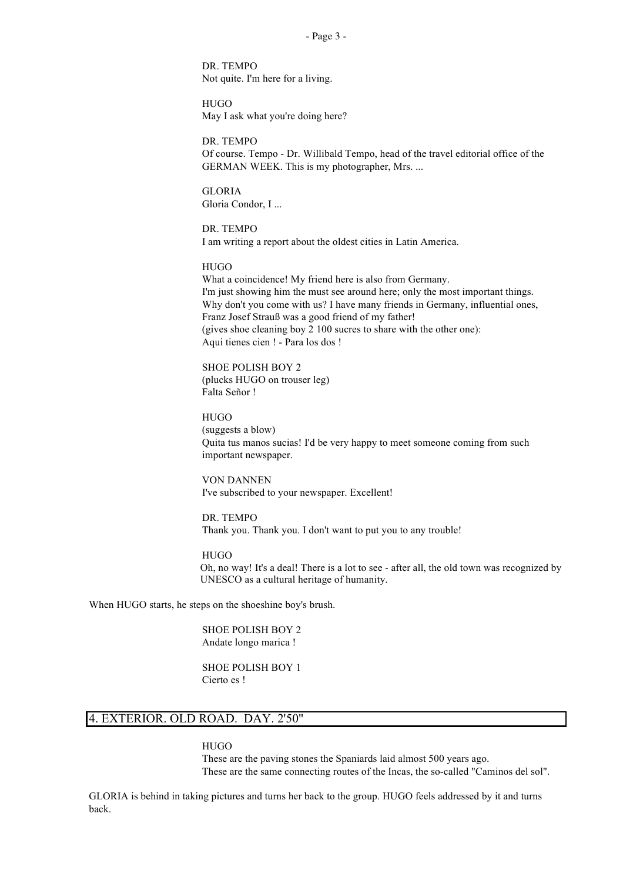DR. TEMPO
Not quite. I'm here for a living.

HUGO
May I ask what you're doing here?

DR. TEMPO
Of course. Tempo - Dr. Willibald Tempo, head of the travel editorial office of the GERMAN WEEK. This is my photographer, Mrs. ...

GLORIA
Gloria Condor, I ...

DR. TEMPO
I am writing a report about the oldest cities in Latin America.

HUGO
What a coincidence! My friend here is also from Germany.
I'm just showing him the must see around here; only the most important things.
Why don't you come with us? I have many friends in Germany, influential ones,
Franz Josef Strauß was a good friend of my father!
(gives shoe cleaning boy 2 100 sucres to share with the other one):
Aqui tienes cien ! - Para los dos !

SHOE POLISH BOY 2
(plucks HUGO on trouser leg)
Falta Señor !

HUGO
(suggests a blow)
Quita tus manos sucias! I'd be very happy to meet someone coming from such important newspaper.

VON DANNEN
I've subscribed to your newspaper. Excellent!

DR. TEMPO
Thank you. Thank you. I don't want to put you to any trouble!

HUGO
Oh, no way! It's a deal! There is a lot to see - after all, the old town was recognized by UNESCO as a cultural heritage of humanity.

When HUGO starts, he steps on the shoeshine boy's brush.

SHOE POLISH BOY 2
Andate longo marica !

SHOE POLISH BOY 1
Cierto es !

## 4. EXTERIOR. OLD ROAD. DAY. 2'50"

HUGO
These are the paving stones the Spaniards laid almost 500 years ago.
These are the same connecting routes of the Incas, the so-called "Caminos del sol".

GLORIA is behind in taking pictures and turns her back to the group. HUGO feels addressed by it and turns back.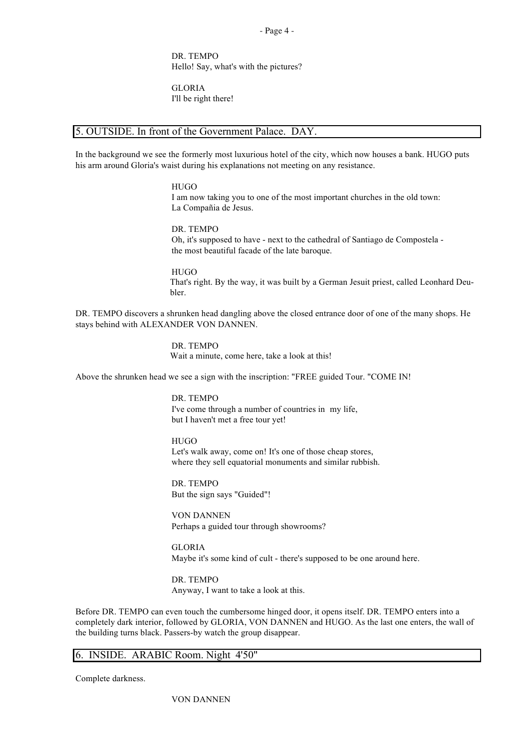DR. TEMPO
Hello! Say, what's with the pictures?

GLORIA
I'll be right there!

## 5. OUTSIDE. In front of the Government Palace. DAY.

In the background we see the formerly most luxurious hotel of the city, which now houses a bank. HUGO puts his arm around Gloria's waist during his explanations not meeting on any resistance.

HUGO
I am now taking you to one of the most important churches in the old town: La Compañia de Jesus.

DR. TEMPO
Oh, it's supposed to have - next to the cathedral of Santiago de Compostela - the most beautiful facade of the late baroque.

HUGO
That's right. By the way, it was built by a German Jesuit priest, called Leonhard Deubler.

DR. TEMPO discovers a shrunken head dangling above the closed entrance door of one of the many shops. He stays behind with ALEXANDER VON DANNEN.

DR. TEMPO
Wait a minute, come here, take a look at this!

Above the shrunken head we see a sign with the inscription: "FREE guided Tour. "COME IN!

DR. TEMPO
I've come through a number of countries in my life,
but I haven't met a free tour yet!

HUGO
Let's walk away, come on! It's one of those cheap stores,
where they sell equatorial monuments and similar rubbish.

DR. TEMPO
But the sign says "Guided"!

VON DANNEN
Perhaps a guided tour through showrooms?

GLORIA
Maybe it's some kind of cult - there's supposed to be one around here.

DR. TEMPO
Anyway, I want to take a look at this.

Before DR. TEMPO can even touch the cumbersome hinged door, it opens itself. DR. TEMPO enters into a completely dark interior, followed by GLORIA, VON DANNEN and HUGO. As the last one enters, the wall of the building turns black. Passers-by watch the group disappear.

## 6. INSIDE. ARABIC Room. Night 4'50"

Complete darkness.

VON DANNEN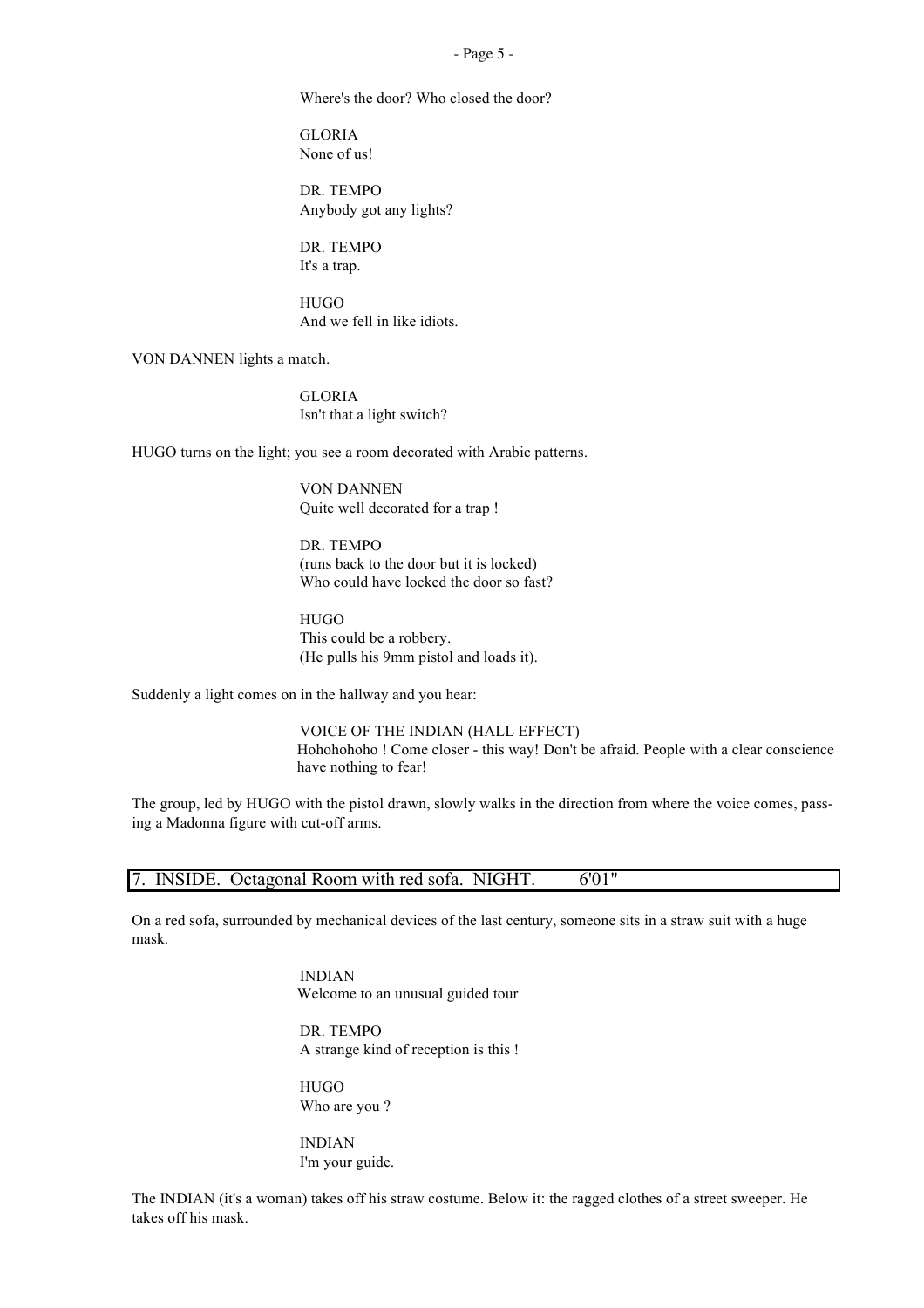Where's the door? Who closed the door?

GLORIA
None of us!

DR. TEMPO
Anybody got any lights?

DR. TEMPO
It's a trap.

HUGO
And we fell in like idiots.

VON DANNEN lights a match.

GLORIA
Isn't that a light switch?

HUGO turns on the light; you see a room decorated with Arabic patterns.

VON DANNEN
Quite well decorated for a trap !

DR. TEMPO
(runs back to the door but it is locked)
Who could have locked the door so fast?

HUGO
This could be a robbery.
(He pulls his 9mm pistol and loads it).

Suddenly a light comes on in the hallway and you hear:

VOICE OF THE INDIAN (HALL EFFECT)
Hohohohoho ! Come closer - this way! Don't be afraid. People with a clear conscience have nothing to fear!

The group, led by HUGO with the pistol drawn, slowly walks in the direction from where the voice comes, passing a Madonna figure with cut-off arms.

## 7. INSIDE. Octagonal Room with red sofa. NIGHT. 6'01"

On a red sofa, surrounded by mechanical devices of the last century, someone sits in a straw suit with a huge mask.

INDIAN
Welcome to an unusual guided tour

DR. TEMPO
A strange kind of reception is this !

HUGO
Who are you ?

INDIAN
I'm your guide.

The INDIAN (it's a woman) takes off his straw costume. Below it: the ragged clothes of a street sweeper. He takes off his mask.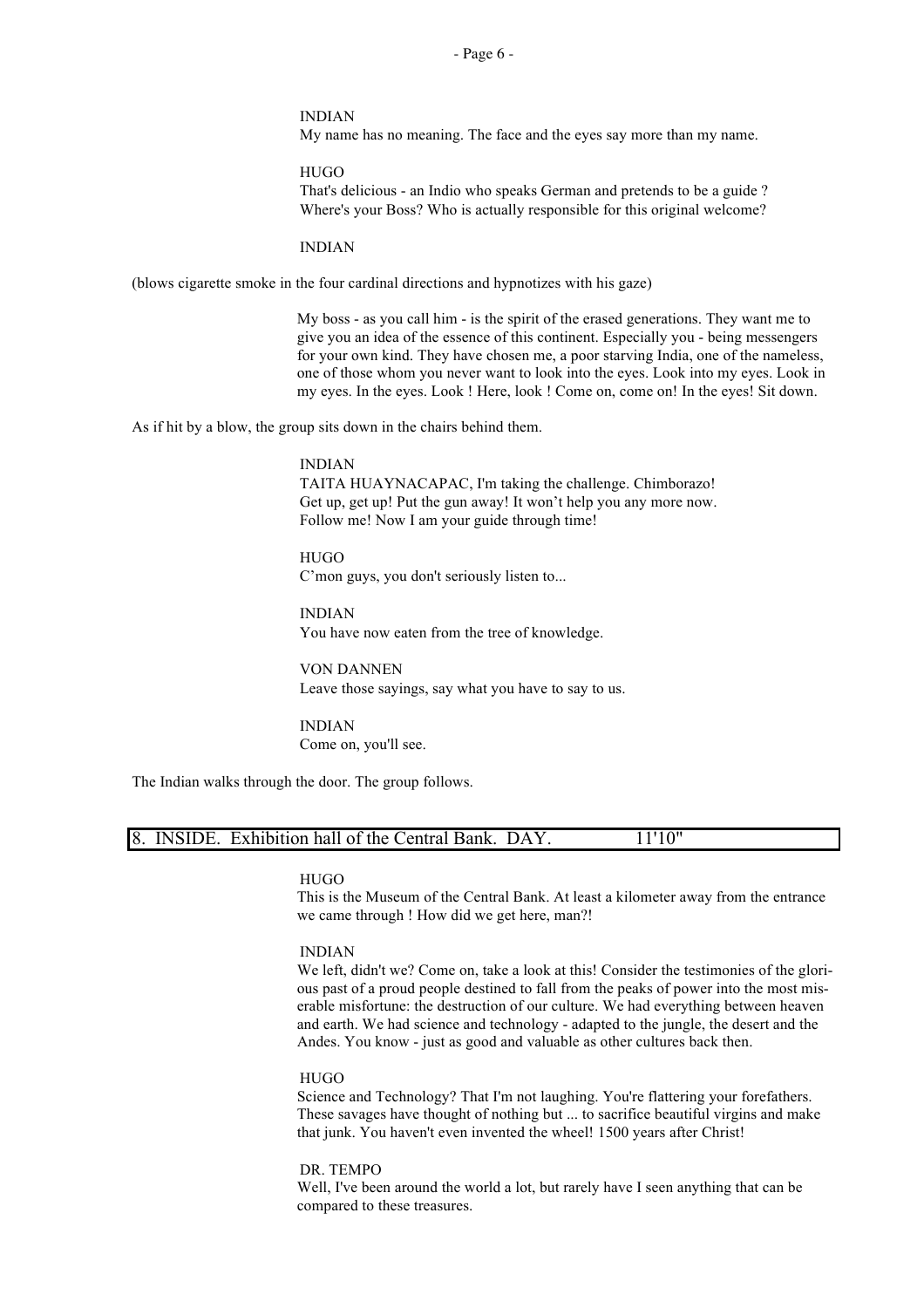INDIAN
My name has no meaning. The face and the eyes say more than my name.

HUGO
That's delicious - an Indio who speaks German and pretends to be a guide ? Where's your Boss? Who is actually responsible for this original welcome?

INDIAN

(blows cigarette smoke in the four cardinal directions and hypnotizes with his gaze)

My boss - as you call him - is the spirit of the erased generations. They want me to give you an idea of the essence of this continent. Especially you - being messengers for your own kind. They have chosen me, a poor starving India, one of the nameless, one of those whom you never want to look into the eyes. Look into my eyes. Look in my eyes. In the eyes. Look ! Here, look ! Come on, come on! In the eyes! Sit down.

As if hit by a blow, the group sits down in the chairs behind them.

INDIAN
TAITA HUAYNACAPAC, I'm taking the challenge. Chimborazo! Get up, get up! Put the gun away! It won't help you any more now. Follow me! Now I am your guide through time!

HUGO
C'mon guys, you don't seriously listen to...

INDIAN
You have now eaten from the tree of knowledge.

VON DANNEN
Leave those sayings, say what you have to say to us.

INDIAN
Come on, you'll see.

The Indian walks through the door. The group follows.

## 8. INSIDE. Exhibition hall of the Central Bank. DAY. 11'10"

HUGO
This is the Museum of the Central Bank. At least a kilometer away from the entrance we came through ! How did we get here, man?!

INDIAN
We left, didn't we? Come on, take a look at this! Consider the testimonies of the glorious past of a proud people destined to fall from the peaks of power into the most miserable misfortune: the destruction of our culture. We had everything between heaven and earth. We had science and technology - adapted to the jungle, the desert and the Andes. You know - just as good and valuable as other cultures back then.

HUGO
Science and Technology? That I'm not laughing. You're flattering your forefathers. These savages have thought of nothing but ... to sacrifice beautiful virgins and make that junk. You haven't even invented the wheel! 1500 years after Christ!

DR. TEMPO
Well, I've been around the world a lot, but rarely have I seen anything that can be compared to these treasures.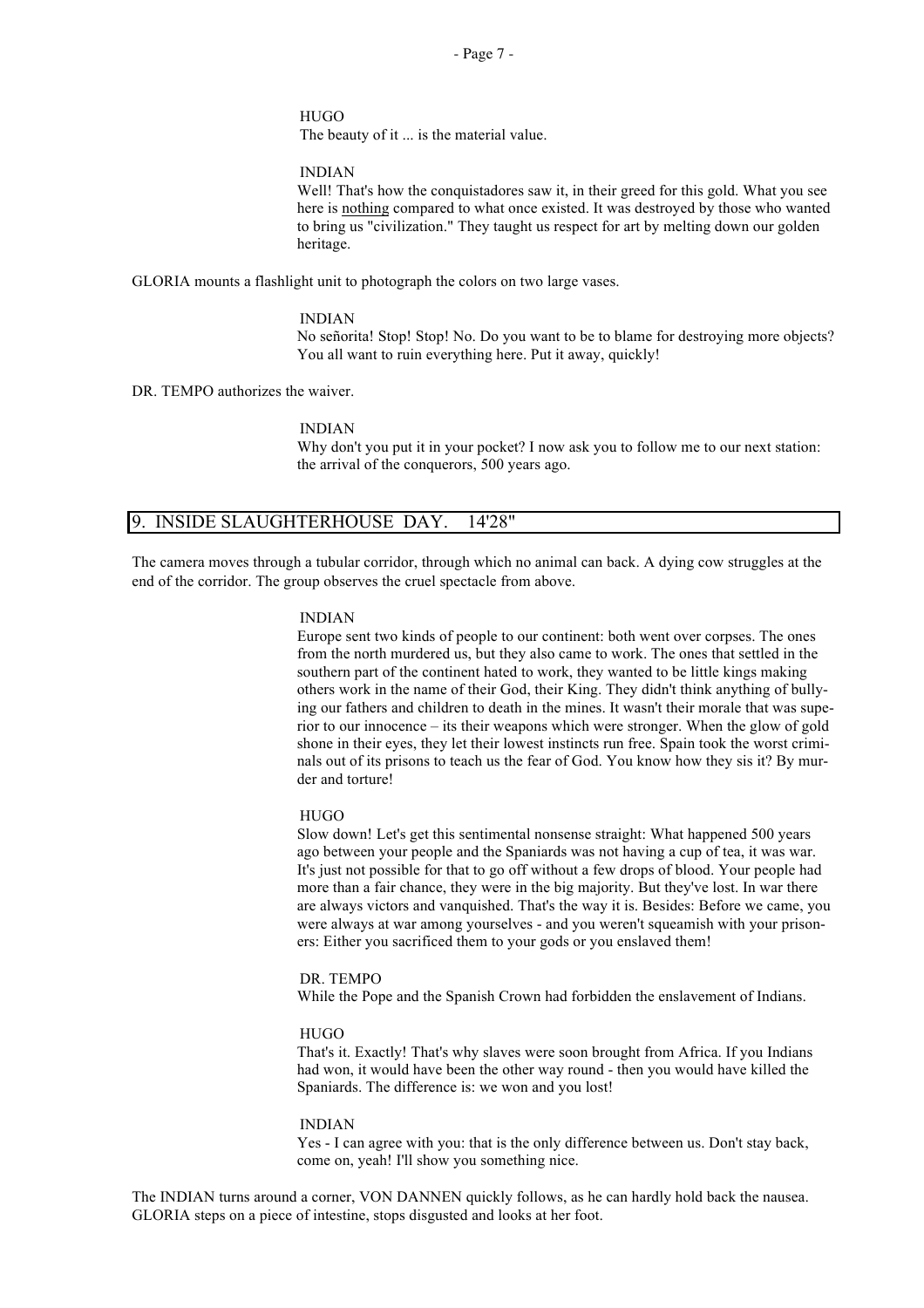HUGO
The beauty of it ... is the material value.

INDIAN
Well! That's how the conquistadores saw it, in their greed for this gold. What you see here is <u>nothing</u> compared to what once existed. It was destroyed by those who wanted to bring us "civilization." They taught us respect for art by melting down our golden heritage.

GLORIA mounts a flashlight unit to photograph the colors on two large vases.

INDIAN
No señorita! Stop! Stop! No. Do you want to be to blame for destroying more objects? You all want to ruin everything here. Put it away, quickly!

DR. TEMPO authorizes the waiver.

INDIAN
Why don't you put it in your pocket? I now ask you to follow me to our next station: the arrival of the conquerors, 500 years ago.

## 9. INSIDE SLAUGHTERHOUSE DAY. 14'28"

The camera moves through a tubular corridor, through which no animal can back. A dying cow struggles at the end of the corridor. The group observes the cruel spectacle from above.

INDIAN
Europe sent two kinds of people to our continent: both went over corpses. The ones from the north murdered us, but they also came to work. The ones that settled in the southern part of the continent hated to work, they wanted to be little kings making others work in the name of their God, their King. They didn't think anything of bullying our fathers and children to death in the mines. It wasn't their morale that was superior to our innocence – its their weapons which were stronger. When the glow of gold shone in their eyes, they let their lowest instincts run free. Spain took the worst criminals out of its prisons to teach us the fear of God. You know how they sis it? By murder and torture!

HUGO
Slow down! Let's get this sentimental nonsense straight: What happened 500 years ago between your people and the Spaniards was not having a cup of tea, it was war. It's just not possible for that to go off without a few drops of blood. Your people had more than a fair chance, they were in the big majority. But they've lost. In war there are always victors and vanquished. That's the way it is. Besides: Before we came, you were always at war among yourselves - and you weren't squeamish with your prisoners: Either you sacrificed them to your gods or you enslaved them!

DR. TEMPO
While the Pope and the Spanish Crown had forbidden the enslavement of Indians.

HUGO
That's it. Exactly! That's why slaves were soon brought from Africa. If you Indians had won, it would have been the other way round - then you would have killed the Spaniards. The difference is: we won and you lost!

INDIAN
Yes - I can agree with you: that is the only difference between us. Don't stay back, come on, yeah! I'll show you something nice.

The INDIAN turns around a corner, VON DANNEN quickly follows, as he can hardly hold back the nausea. GLORIA steps on a piece of intestine, stops disgusted and looks at her foot.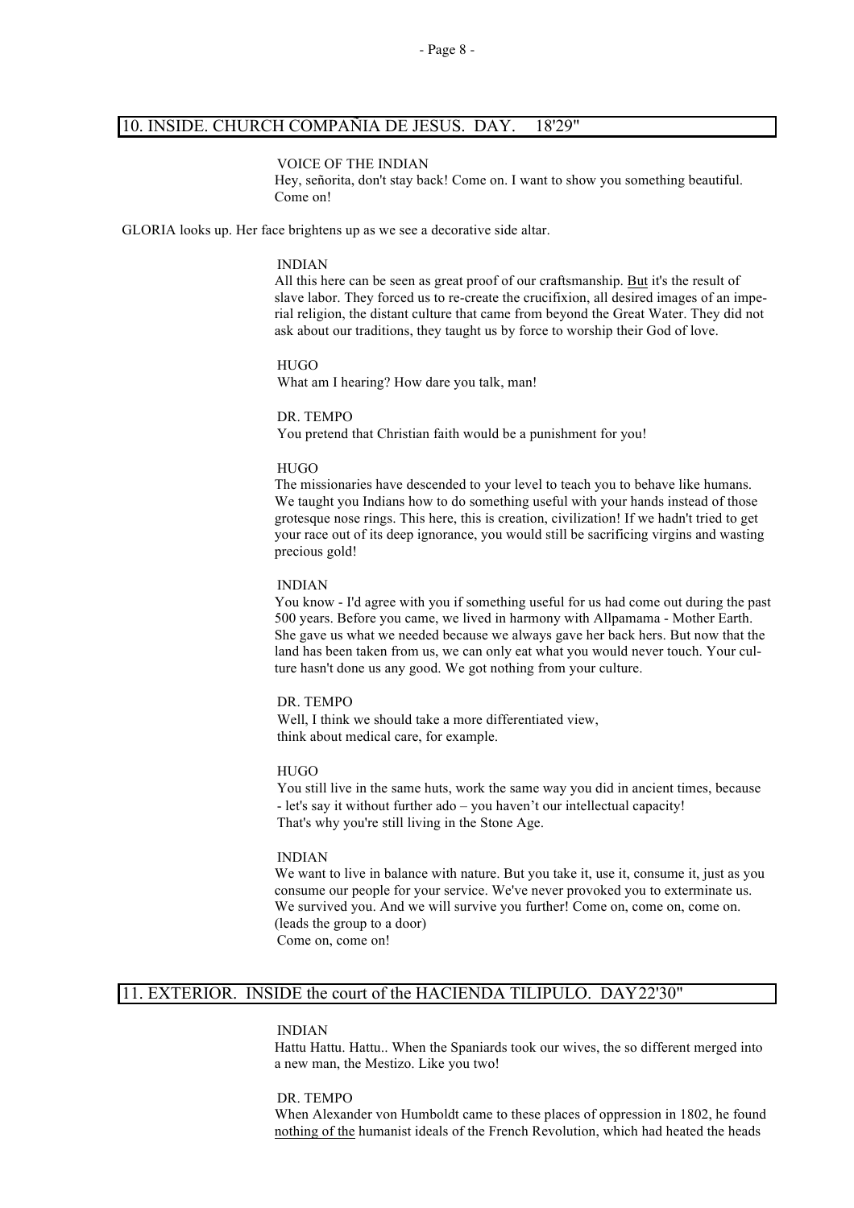## 10. INSIDE. CHURCH COMPAÑIA DE JESUS. DAY. 18'29"

VOICE OF THE INDIAN
Hey, señorita, don't stay back! Come on. I want to show you something beautiful. Come on!

GLORIA looks up. Her face brightens up as we see a decorative side altar.

INDIAN
All this here can be seen as great proof of our craftsmanship. <u>But</u> it's the result of slave labor. They forced us to re-create the crucifixion, all desired images of an imperial religion, the distant culture that came from beyond the Great Water. They did not ask about our traditions, they taught us by force to worship their God of love.

HUGO
What am I hearing? How dare you talk, man!

DR. TEMPO
You pretend that Christian faith would be a punishment for you!

HUGO
The missionaries have descended to your level to teach you to behave like humans. We taught you Indians how to do something useful with your hands instead of those grotesque nose rings. This here, this is creation, civilization! If we hadn't tried to get your race out of its deep ignorance, you would still be sacrificing virgins and wasting precious gold!

INDIAN
You know - I'd agree with you if something useful for us had come out during the past 500 years. Before you came, we lived in harmony with Allpamama - Mother Earth. She gave us what we needed because we always gave her back hers. But now that the land has been taken from us, we can only eat what you would never touch. Your culture hasn't done us any good. We got nothing from your culture.

DR. TEMPO
Well, I think we should take a more differentiated view,
think about medical care, for example.

HUGO
You still live in the same huts, work the same way you did in ancient times, because - let's say it without further ado – you haven't our intellectual capacity!
That's why you're still living in the Stone Age.

INDIAN
We want to live in balance with nature. But you take it, use it, consume it, just as you consume our people for your service. We've never provoked you to exterminate us. We survived you. And we will survive you further! Come on, come on, come on.
(leads the group to a door)
Come on, come on!

## 11. EXTERIOR. INSIDE the court of the HACIENDA TILIPULO. DAY22'30"

INDIAN
Hattu Hattu. Hattu.. When the Spaniards took our wives, the so different merged into a new man, the Mestizo. Like you two!

DR. TEMPO
When Alexander von Humboldt came to these places of oppression in 1802, he found <u>nothing of the</u> humanist ideals of the French Revolution, which had heated the heads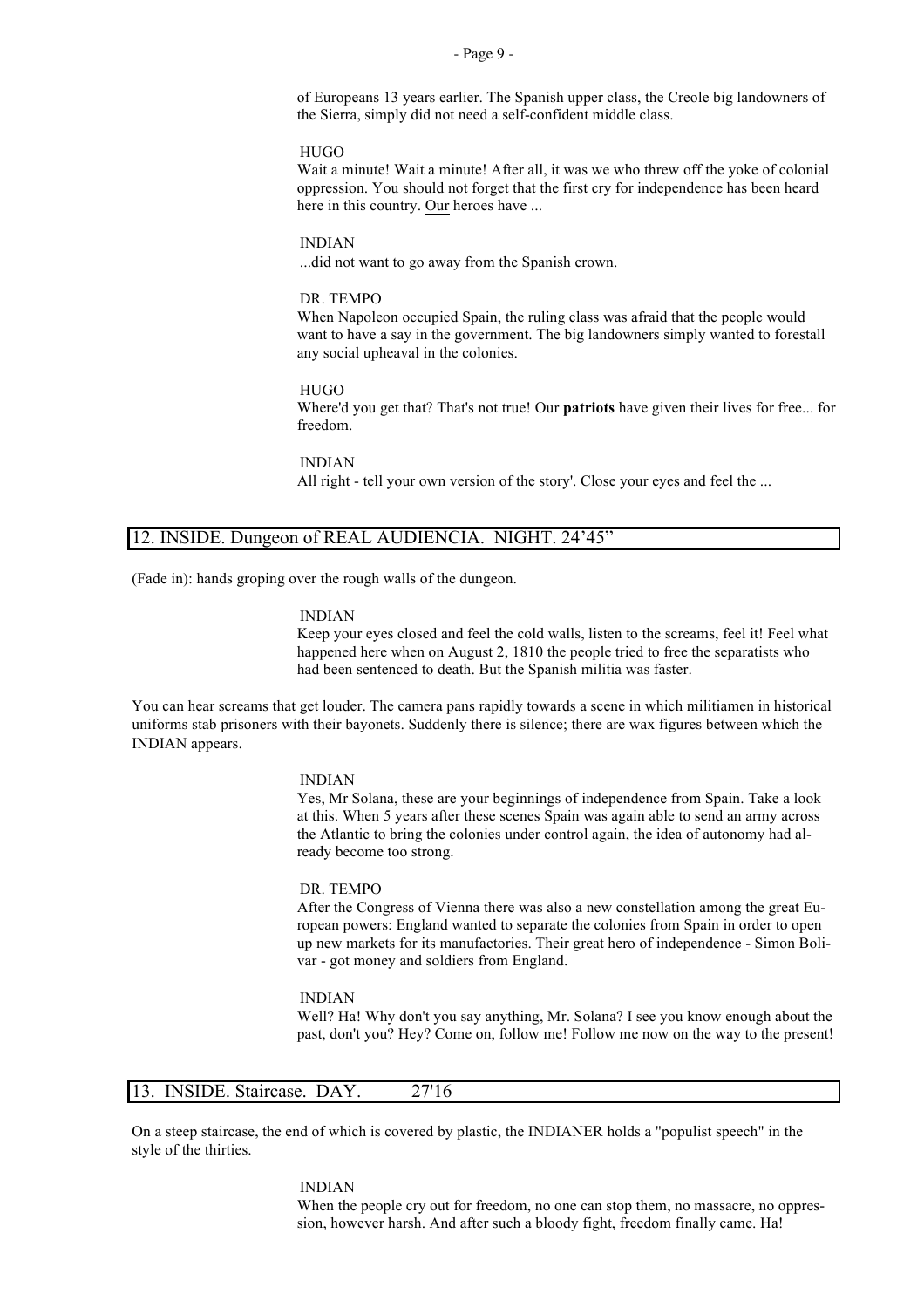of Europeans 13 years earlier. The Spanish upper class, the Creole big landowners of the Sierra, simply did not need a self-confident middle class.

HUGO
Wait a minute! Wait a minute! After all, it was we who threw off the yoke of colonial oppression. You should not forget that the first cry for independence has been heard here in this country. Our heroes have ...

INDIAN
...did not want to go away from the Spanish crown.

DR. TEMPO
When Napoleon occupied Spain, the ruling class was afraid that the people would want to have a say in the government. The big landowners simply wanted to forestall any social upheaval in the colonies.

HUGO
Where'd you get that? That's not true! Our **patriots** have given their lives for free... for freedom.

INDIAN
All right - tell your own version of the story'. Close your eyes and feel the ...

## 12. INSIDE. Dungeon of REAL AUDIENCIA. NIGHT. 24'45"

(Fade in): hands groping over the rough walls of the dungeon.

INDIAN
Keep your eyes closed and feel the cold walls, listen to the screams, feel it! Feel what happened here when on August 2, 1810 the people tried to free the separatists who had been sentenced to death. But the Spanish militia was faster.

You can hear screams that get louder. The camera pans rapidly towards a scene in which militiamen in historical uniforms stab prisoners with their bayonets. Suddenly there is silence; there are wax figures between which the INDIAN appears.

INDIAN
Yes, Mr Solana, these are your beginnings of independence from Spain. Take a look at this. When 5 years after these scenes Spain was again able to send an army across the Atlantic to bring the colonies under control again, the idea of autonomy had already become too strong.

DR. TEMPO
After the Congress of Vienna there was also a new constellation among the great European powers: England wanted to separate the colonies from Spain in order to open up new markets for its manufactories. Their great hero of independence - Simon Bolivar - got money and soldiers from England.

INDIAN
Well? Ha! Why don't you say anything, Mr. Solana? I see you know enough about the past, don't you? Hey? Come on, follow me! Follow me now on the way to the present!

## 13. INSIDE. Staircase. DAY. 27'16

On a steep staircase, the end of which is covered by plastic, the INDIANER holds a "populist speech" in the style of the thirties.

INDIAN
When the people cry out for freedom, no one can stop them, no massacre, no oppression, however harsh. And after such a bloody fight, freedom finally came. Ha!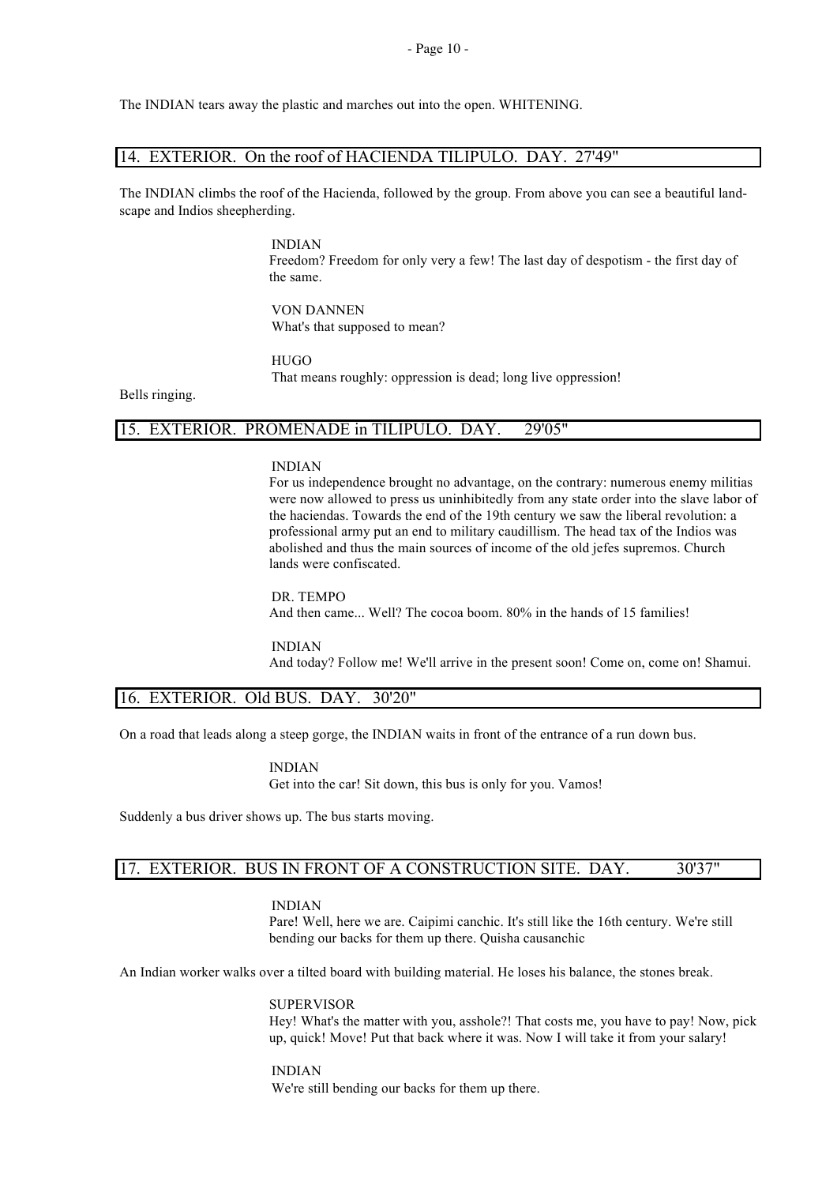The INDIAN tears away the plastic and marches out into the open. WHITENING.

## 14. EXTERIOR. On the roof of HACIENDA TILIPULO. DAY. 27'49"

The INDIAN climbs the roof of the Hacienda, followed by the group. From above you can see a beautiful landscape and Indios sheepherding.

INDIAN
Freedom? Freedom for only very a few! The last day of despotism - the first day of the same.

VON DANNEN
What's that supposed to mean?

HUGO
That means roughly: oppression is dead; long live oppression!

Bells ringing.

## 15. EXTERIOR. PROMENADE in TILIPULO. DAY. 29'05"

INDIAN
For us independence brought no advantage, on the contrary: numerous enemy militias were now allowed to press us uninhibitedly from any state order into the slave labor of the haciendas. Towards the end of the 19th century we saw the liberal revolution: a professional army put an end to military caudillism. The head tax of the Indios was abolished and thus the main sources of income of the old jefes supremos. Church lands were confiscated.

DR. TEMPO
And then came... Well? The cocoa boom. 80% in the hands of 15 families!

INDIAN
And today? Follow me! We'll arrive in the present soon! Come on, come on! Shamui.

## 16. EXTERIOR. Old BUS. DAY. 30'20"

On a road that leads along a steep gorge, the INDIAN waits in front of the entrance of a run down bus.

INDIAN
Get into the car! Sit down, this bus is only for you. Vamos!

Suddenly a bus driver shows up. The bus starts moving.

## 17. EXTERIOR. BUS IN FRONT OF A CONSTRUCTION SITE. DAY. 30'37"

INDIAN
Pare! Well, here we are. Caipimi canchic. It's still like the 16th century. We're still bending our backs for them up there. Quisha causanchic

An Indian worker walks over a tilted board with building material. He loses his balance, the stones break.

SUPERVISOR
Hey! What's the matter with you, asshole?! That costs me, you have to pay! Now, pick up, quick! Move! Put that back where it was. Now I will take it from your salary!

INDIAN
We're still bending our backs for them up there.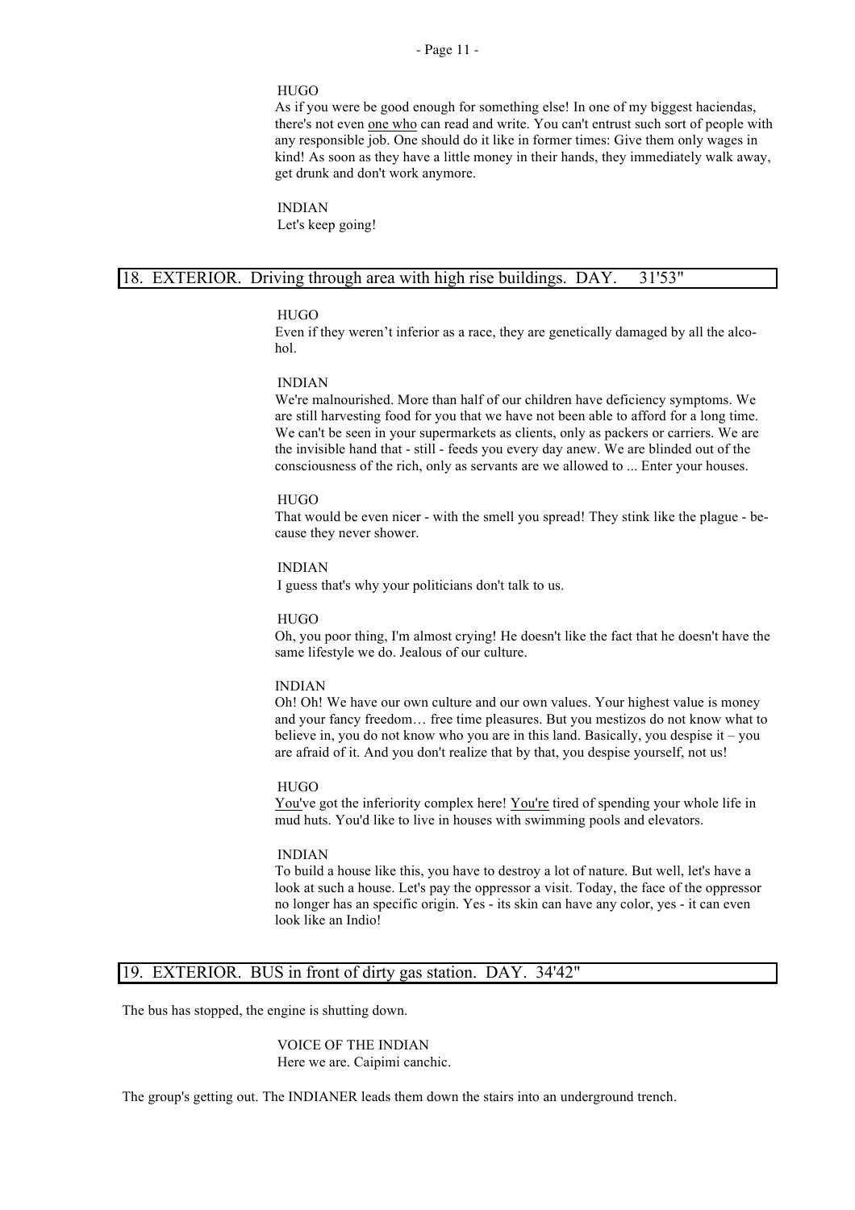HUGO
As if you were be good enough for something else! In one of my biggest haciendas, there's not even <u>one who</u> can read and write. You can't entrust such sort of people with any responsible job. One should do it like in former times: Give them only wages in kind! As soon as they have a little money in their hands, they immediately walk away, get drunk and don't work anymore.

INDIAN
Let's keep going!

## 18. EXTERIOR. Driving through area with high rise buildings. DAY. 31'53"

HUGO
Even if they weren't inferior as a race, they are genetically damaged by all the alcohol.

INDIAN
We're malnourished. More than half of our children have deficiency symptoms. We are still harvesting food for you that we have not been able to afford for a long time. We can't be seen in your supermarkets as clients, only as packers or carriers. We are the invisible hand that - still - feeds you every day anew. We are blinded out of the consciousness of the rich, only as servants are we allowed to ... Enter your houses.

HUGO
That would be even nicer - with the smell you spread! They stink like the plague - because they never shower.

INDIAN
I guess that's why your politicians don't talk to us.

HUGO
Oh, you poor thing, I'm almost crying! He doesn't like the fact that he doesn't have the same lifestyle we do. Jealous of our culture.

INDIAN
Oh! Oh! We have our own culture and our own values. Your highest value is money and your fancy freedom… free time pleasures. But you mestizos do not know what to believe in, you do not know who you are in this land. Basically, you despise it – you are afraid of it. And you don't realize that by that, you despise yourself, not us!

HUGO
<u>You</u>'ve got the inferiority complex here! <u>You're</u> tired of spending your whole life in mud huts. You'd like to live in houses with swimming pools and elevators.

INDIAN
To build a house like this, you have to destroy a lot of nature. But well, let's have a look at such a house. Let's pay the oppressor a visit. Today, the face of the oppressor no longer has an specific origin. Yes - its skin can have any color, yes - it can even look like an Indio!

## 19. EXTERIOR. BUS in front of dirty gas station. DAY. 34'42"

The bus has stopped, the engine is shutting down.

VOICE OF THE INDIAN
Here we are. Caipimi canchic.

The group's getting out. The INDIANER leads them down the stairs into an underground trench.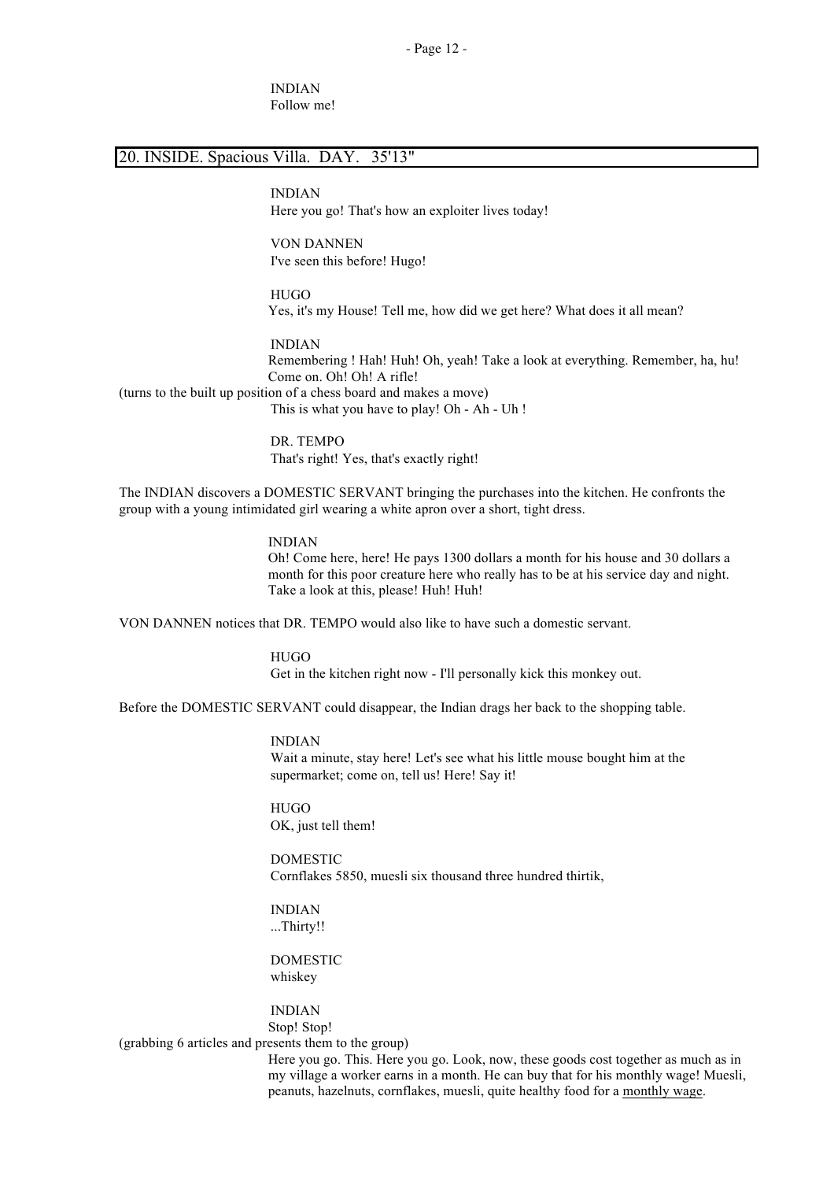INDIAN
Follow me!

## 20. INSIDE. Spacious Villa. DAY. 35'13"

INDIAN
Here you go! That's how an exploiter lives today!

VON DANNEN
I've seen this before! Hugo!

HUGO
Yes, it's my House! Tell me, how did we get here? What does it all mean?

INDIAN
Remembering ! Hah! Huh! Oh, yeah! Take a look at everything. Remember, ha, hu! Come on. Oh! Oh! A rifle!
(turns to the built up position of a chess board and makes a move)
This is what you have to play! Oh - Ah - Uh !

DR. TEMPO
That's right! Yes, that's exactly right!

The INDIAN discovers a DOMESTIC SERVANT bringing the purchases into the kitchen. He confronts the group with a young intimidated girl wearing a white apron over a short, tight dress.

INDIAN
Oh! Come here, here! He pays 1300 dollars a month for his house and 30 dollars a month for this poor creature here who really has to be at his service day and night. Take a look at this, please! Huh! Huh!

VON DANNEN notices that DR. TEMPO would also like to have such a domestic servant.

HUGO
Get in the kitchen right now - I'll personally kick this monkey out.

Before the DOMESTIC SERVANT could disappear, the Indian drags her back to the shopping table.

INDIAN
Wait a minute, stay here! Let's see what his little mouse bought him at the supermarket; come on, tell us! Here! Say it!

HUGO
OK, just tell them!

DOMESTIC
Cornflakes 5850, muesli six thousand three hundred thirtik,

INDIAN
...Thirty!!

DOMESTIC
whiskey

INDIAN
Stop! Stop!
(grabbing 6 articles and presents them to the group)
Here you go. This. Here you go. Look, now, these goods cost together as much as in my village a worker earns in a month. He can buy that for his monthly wage! Muesli, peanuts, hazelnuts, cornflakes, muesli, quite healthy food for a <u>monthly wage</u>.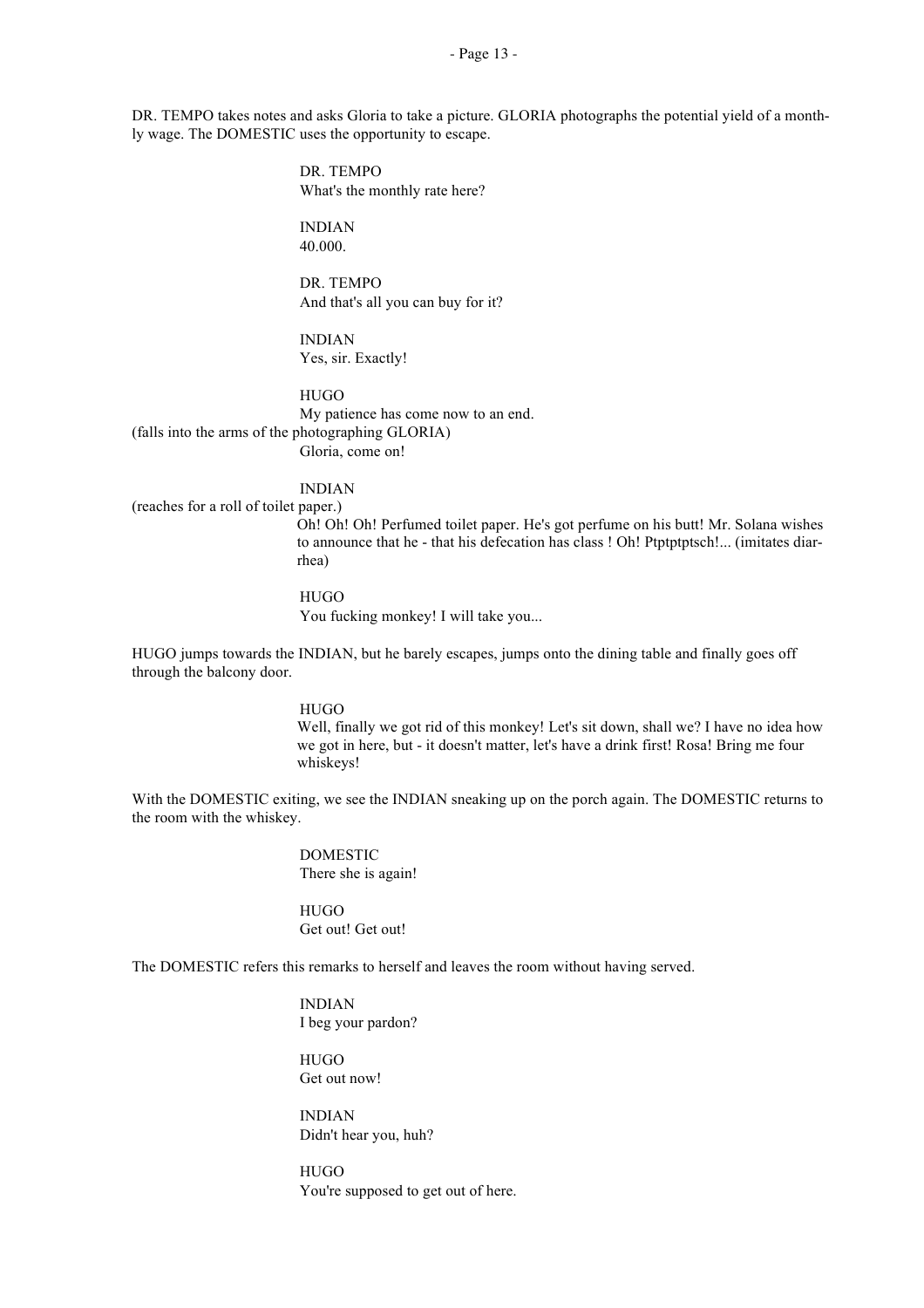DR. TEMPO takes notes and asks Gloria to take a picture. GLORIA photographs the potential yield of a monthly wage. The DOMESTIC uses the opportunity to escape.

DR. TEMPO
What's the monthly rate here?

INDIAN
40.000.

DR. TEMPO
And that's all you can buy for it?

INDIAN
Yes, sir. Exactly!

HUGO
My patience has come now to an end.
(falls into the arms of the photographing GLORIA)
Gloria, come on!

INDIAN
(reaches for a roll of toilet paper.)
Oh! Oh! Oh! Perfumed toilet paper. He's got perfume on his butt! Mr. Solana wishes to announce that he - that his defecation has class ! Oh! Ptptptptsch!... (imitates diarrhea)

HUGO
You fucking monkey! I will take you...

HUGO jumps towards the INDIAN, but he barely escapes, jumps onto the dining table and finally goes off through the balcony door.

HUGO
Well, finally we got rid of this monkey! Let's sit down, shall we? I have no idea how we got in here, but - it doesn't matter, let's have a drink first! Rosa! Bring me four whiskeys!

With the DOMESTIC exiting, we see the INDIAN sneaking up on the porch again. The DOMESTIC returns to the room with the whiskey.

DOMESTIC
There she is again!

HUGO
Get out! Get out!

The DOMESTIC refers this remarks to herself and leaves the room without having served.

INDIAN
I beg your pardon?

HUGO
Get out now!

INDIAN
Didn't hear you, huh?

HUGO
You're supposed to get out of here.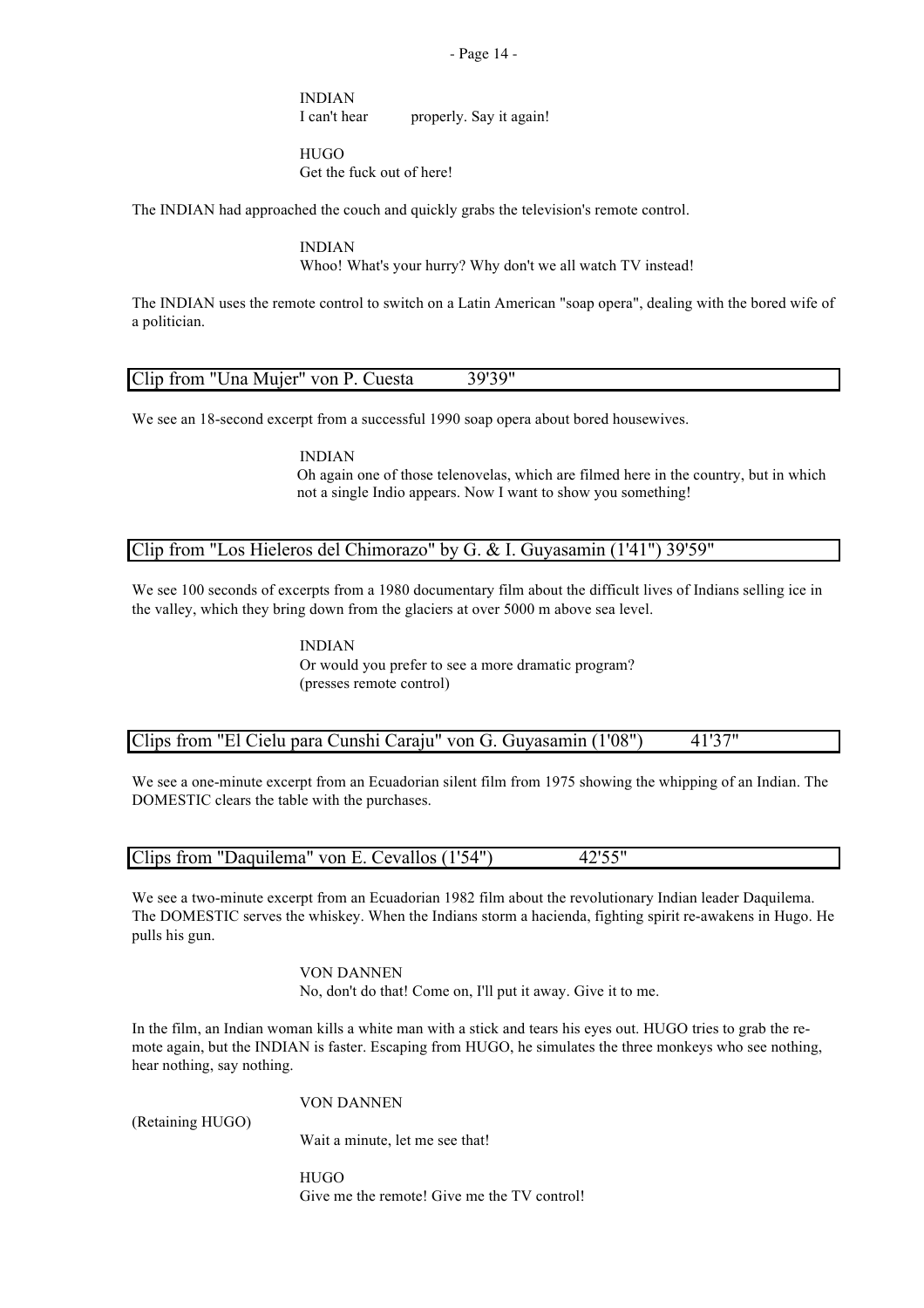INDIAN
I can't hear properly. Say it again!

HUGO
Get the fuck out of here!

The INDIAN had approached the couch and quickly grabs the television's remote control.

INDIAN
Whoo! What's your hurry? Why don't we all watch TV instead!

The INDIAN uses the remote control to switch on a Latin American "soap opera", dealing with the bored wife of a politician.

| Clip from "Una Mujer" von P. Cuesta 39'39" |
|---|

We see an 18-second excerpt from a successful 1990 soap opera about bored housewives.

INDIAN
Oh again one of those telenovelas, which are filmed here in the country, but in which not a single Indio appears. Now I want to show you something!

| Clip from "Los Hieleros del Chimorazo" by G. & I. Guyasamin (1'41") 39'59" |
|---|

We see 100 seconds of excerpts from a 1980 documentary film about the difficult lives of Indians selling ice in the valley, which they bring down from the glaciers at over 5000 m above sea level.

INDIAN
Or would you prefer to see a more dramatic program?
(presses remote control)

| Clips from "El Cielu para Cunshi Caraju" von G. Guyasamin (1'08") 41'37" |
|---|

We see a one-minute excerpt from an Ecuadorian silent film from 1975 showing the whipping of an Indian. The DOMESTIC clears the table with the purchases.

| Clips from "Daquilema" von E. Cevallos (1'54") 42'55" |
|---|

We see a two-minute excerpt from an Ecuadorian 1982 film about the revolutionary Indian leader Daquilema. The DOMESTIC serves the whiskey. When the Indians storm a hacienda, fighting spirit re-awakens in Hugo. He pulls his gun.

VON DANNEN
No, don't do that! Come on, I'll put it away. Give it to me.

In the film, an Indian woman kills a white man with a stick and tears his eyes out. HUGO tries to grab the remote again, but the INDIAN is faster. Escaping from HUGO, he simulates the three monkeys who see nothing, hear nothing, say nothing.

VON DANNEN
(Retaining HUGO)
Wait a minute, let me see that!

HUGO
Give me the remote! Give me the TV control!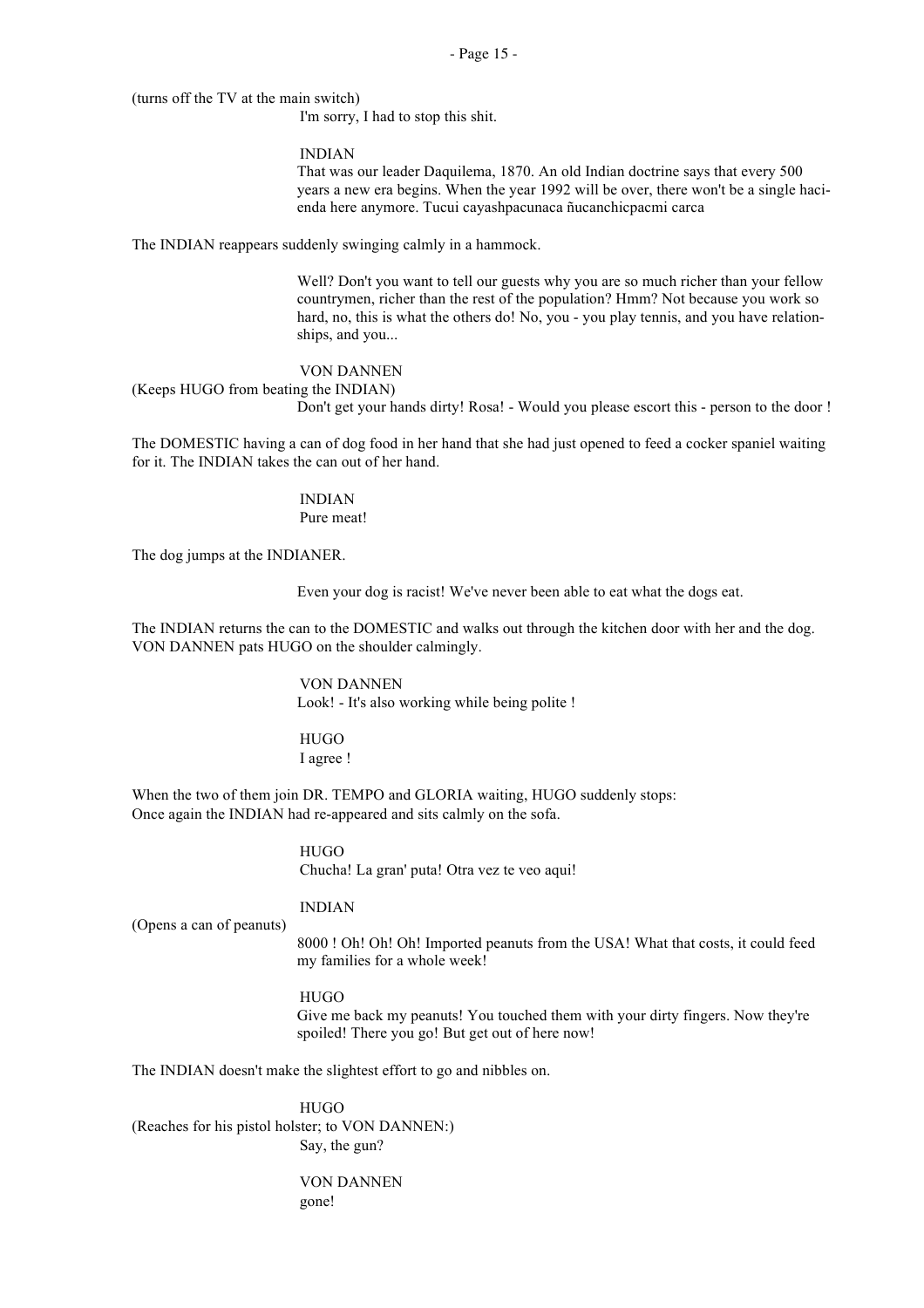(turns off the TV at the main switch)

I'm sorry, I had to stop this shit.

INDIAN

That was our leader Daquilema, 1870. An old Indian doctrine says that every 500 years a new era begins. When the year 1992 will be over, there won't be a single hacienda here anymore. Tucui cayashpacunaca ñucanchicpacmi carca

The INDIAN reappears suddenly swinging calmly in a hammock.

Well? Don't you want to tell our guests why you are so much richer than your fellow countrymen, richer than the rest of the population? Hmm? Not because you work so hard, no, this is what the others do! No, you - you play tennis, and you have relationships, and you...

VON DANNEN

(Keeps HUGO from beating the INDIAN)

Don't get your hands dirty! Rosa! - Would you please escort this - person to the door !

The DOMESTIC having a can of dog food in her hand that she had just opened to feed a cocker spaniel waiting for it. The INDIAN takes the can out of her hand.

INDIAN

Pure meat!

The dog jumps at the INDIANER.

Even your dog is racist! We've never been able to eat what the dogs eat.

The INDIAN returns the can to the DOMESTIC and walks out through the kitchen door with her and the dog. VON DANNEN pats HUGO on the shoulder calmingly.

VON DANNEN

Look! - It's also working while being polite !

HUGO

I agree !

When the two of them join DR. TEMPO and GLORIA waiting, HUGO suddenly stops:
Once again the INDIAN had re-appeared and sits calmly on the sofa.

HUGO

Chucha! La gran' puta! Otra vez te veo aqui!

INDIAN

(Opens a can of peanuts)

8000 ! Oh! Oh! Oh! Imported peanuts from the USA! What that costs, it could feed my families for a whole week!

HUGO

Give me back my peanuts! You touched them with your dirty fingers. Now they're spoiled! There you go! But get out of here now!

The INDIAN doesn't make the slightest effort to go and nibbles on.

HUGO

(Reaches for his pistol holster; to VON DANNEN:)

Say, the gun?

VON DANNEN

gone!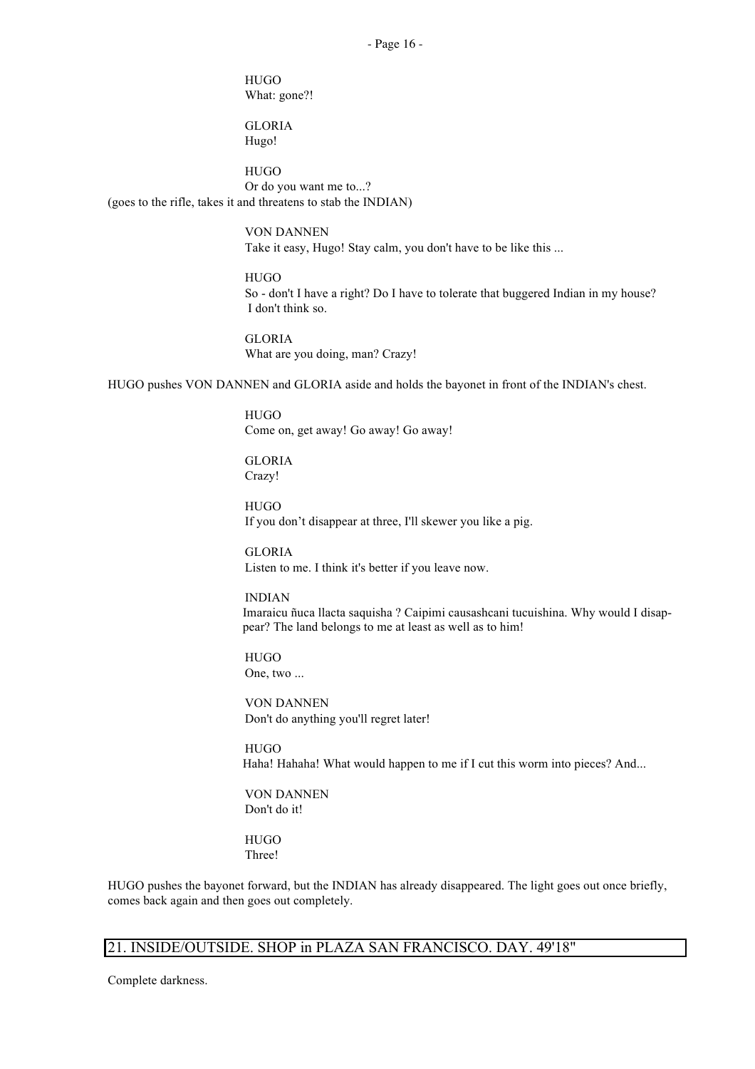HUGO
What: gone?!

GLORIA
Hugo!

HUGO
Or do you want me to...?
(goes to the rifle, takes it and threatens to stab the INDIAN)

VON DANNEN
Take it easy, Hugo! Stay calm, you don't have to be like this ...

HUGO
So - don't I have a right? Do I have to tolerate that buggered Indian in my house? I don't think so.

GLORIA
What are you doing, man? Crazy!

HUGO pushes VON DANNEN and GLORIA aside and holds the bayonet in front of the INDIAN's chest.

HUGO
Come on, get away! Go away! Go away!

GLORIA
Crazy!

HUGO
If you don't disappear at three, I'll skewer you like a pig.

GLORIA
Listen to me. I think it's better if you leave now.

INDIAN
Imaraicu ñuca llacta saquisha ? Caipimi causashcani tucuishina. Why would I disappear? The land belongs to me at least as well as to him!

HUGO
One, two ...

VON DANNEN
Don't do anything you'll regret later!

HUGO
Haha! Hahaha! What would happen to me if I cut this worm into pieces? And...

VON DANNEN
Don't do it!

HUGO
Three!

HUGO pushes the bayonet forward, but the INDIAN has already disappeared. The light goes out once briefly, comes back again and then goes out completely.

## 21. INSIDE/OUTSIDE. SHOP in PLAZA SAN FRANCISCO. DAY. 49'18"

Complete darkness.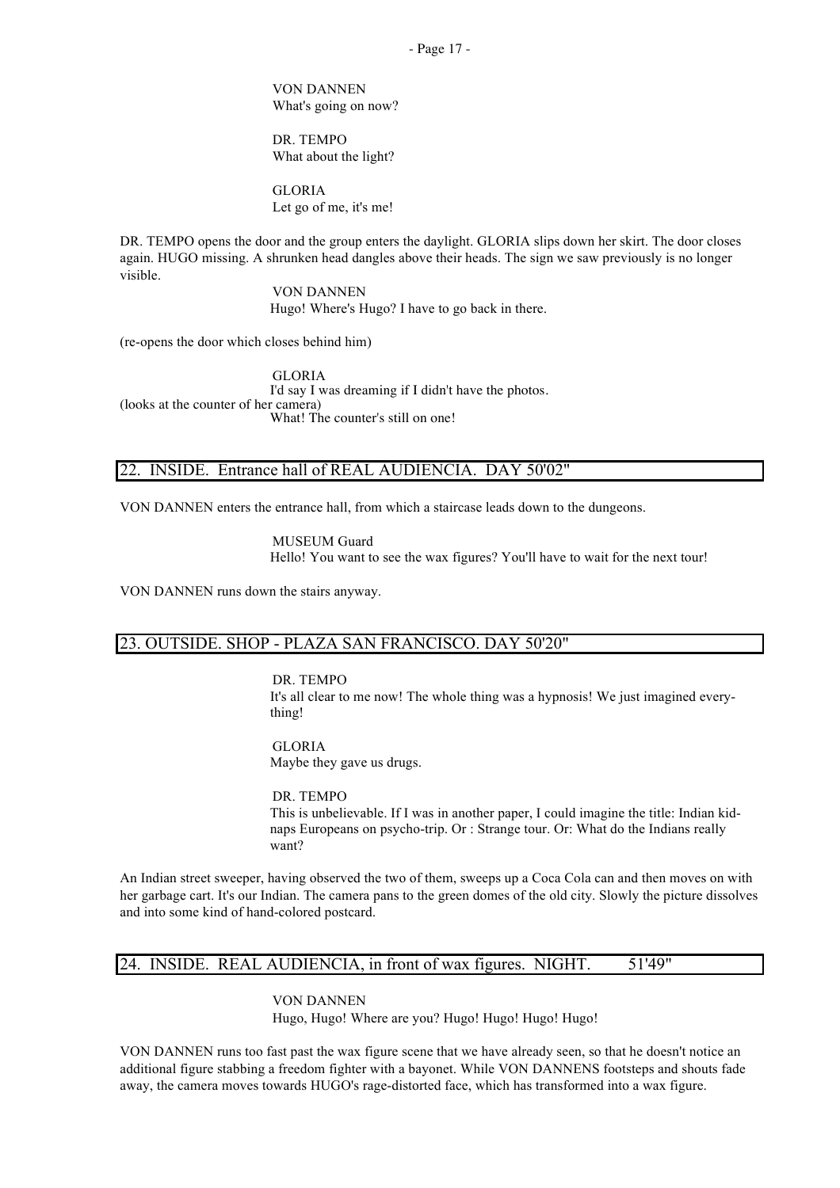VON DANNEN
What's going on now?

DR. TEMPO
What about the light?

GLORIA
Let go of me, it's me!

DR. TEMPO opens the door and the group enters the daylight. GLORIA slips down her skirt. The door closes again. HUGO missing. A shrunken head dangles above their heads. The sign we saw previously is no longer visible.

VON DANNEN
Hugo! Where's Hugo? I have to go back in there.

(re-opens the door which closes behind him)

GLORIA
I'd say I was dreaming if I didn't have the photos.
(looks at the counter of her camera)
What! The counter's still on one!

## 22. INSIDE. Entrance hall of REAL AUDIENCIA. DAY 50'02"

VON DANNEN enters the entrance hall, from which a staircase leads down to the dungeons.

MUSEUM Guard
Hello! You want to see the wax figures? You'll have to wait for the next tour!

VON DANNEN runs down the stairs anyway.

## 23. OUTSIDE. SHOP - PLAZA SAN FRANCISCO. DAY 50'20"

DR. TEMPO
It's all clear to me now! The whole thing was a hypnosis! We just imagined everything!

GLORIA
Maybe they gave us drugs.

DR. TEMPO
This is unbelievable. If I was in another paper, I could imagine the title: Indian kidnaps Europeans on psycho-trip. Or : Strange tour. Or: What do the Indians really want?

An Indian street sweeper, having observed the two of them, sweeps up a Coca Cola can and then moves on with her garbage cart. It's our Indian. The camera pans to the green domes of the old city. Slowly the picture dissolves and into some kind of hand-colored postcard.

## 24. INSIDE. REAL AUDIENCIA, in front of wax figures. NIGHT. 51'49"

VON DANNEN
Hugo, Hugo! Where are you? Hugo! Hugo! Hugo! Hugo!

VON DANNEN runs too fast past the wax figure scene that we have already seen, so that he doesn't notice an additional figure stabbing a freedom fighter with a bayonet. While VON DANNENS footsteps and shouts fade away, the camera moves towards HUGO's rage-distorted face, which has transformed into a wax figure.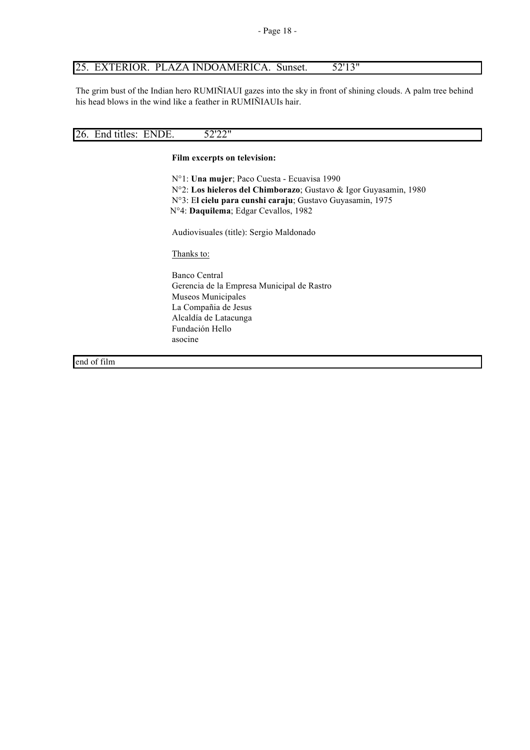## 25. EXTERIOR. PLAZA INDOAMERICA. Sunset. 52'13"

The grim bust of the Indian hero RUMIÑIAUI gazes into the sky in front of shining clouds. A palm tree behind his head blows in the wind like a feather in RUMIÑIAUIs hair.

## 26. End titles: ENDE. 52'22"

**Film excerpts on television:**

N°1: **Una mujer**; Paco Cuesta - Ecuavisa 1990
N°2: **Los hieleros del Chimborazo**; Gustavo & Igor Guyasamin, 1980
N°3: E**l cielu para cunshi caraju**; Gustavo Guyasamin, 1975
N°4: **Daquilema**; Edgar Cevallos, 1982

Audiovisuales (title): Sergio Maldonado

Thanks to:

Banco Central
Gerencia de la Empresa Municipal de Rastro
Museos Municipales
La Compañia de Jesus
Alcaldía de Latacunga
Fundación Hello
asocine

end of film